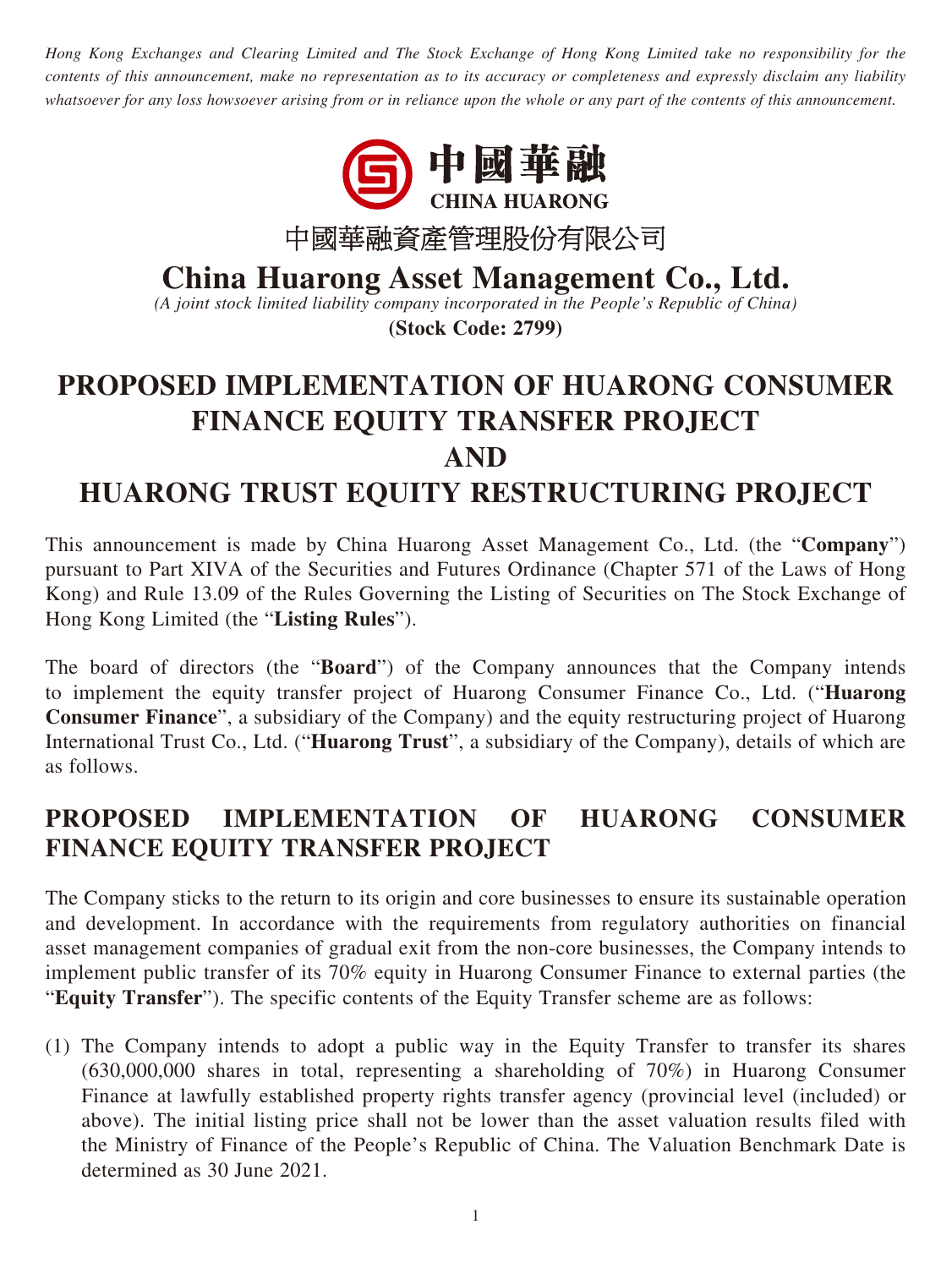*Hong Kong Exchanges and Clearing Limited and The Stock Exchange of Hong Kong Limited take no responsibility for the contents of this announcement, make no representation as to its accuracy or completeness and expressly disclaim any liability whatsoever for any loss howsoever arising from or in reliance upon the whole or any part of the contents of this announcement.*

中國華融
CHINA HUARONG

中國華融資產管理股份有限公司

# China Huarong Asset Management Co., Ltd.

*(A joint stock limited liability company incorporated in the People's Republic of China)*

**(Stock Code: 2799)**

# PROPOSED IMPLEMENTATION OF HUARONG CONSUMER FINANCE EQUITY TRANSFER PROJECT AND HUARONG TRUST EQUITY RESTRUCTURING PROJECT

This announcement is made by China Huarong Asset Management Co., Ltd. (the "**Company**") pursuant to Part XIVA of the Securities and Futures Ordinance (Chapter 571 of the Laws of Hong Kong) and Rule 13.09 of the Rules Governing the Listing of Securities on The Stock Exchange of Hong Kong Limited (the "**Listing Rules**").

The board of directors (the "**Board**") of the Company announces that the Company intends to implement the equity transfer project of Huarong Consumer Finance Co., Ltd. ("**Huarong Consumer Finance**", a subsidiary of the Company) and the equity restructuring project of Huarong International Trust Co., Ltd. ("**Huarong Trust**", a subsidiary of the Company), details of which are as follows.

## PROPOSED IMPLEMENTATION OF HUARONG CONSUMER FINANCE EQUITY TRANSFER PROJECT

The Company sticks to the return to its origin and core businesses to ensure its sustainable operation and development. In accordance with the requirements from regulatory authorities on financial asset management companies of gradual exit from the non-core businesses, the Company intends to implement public transfer of its 70% equity in Huarong Consumer Finance to external parties (the "**Equity Transfer**"). The specific contents of the Equity Transfer scheme are as follows:

(1) The Company intends to adopt a public way in the Equity Transfer to transfer its shares (630,000,000 shares in total, representing a shareholding of 70%) in Huarong Consumer Finance at lawfully established property rights transfer agency (provincial level (included) or above). The initial listing price shall not be lower than the asset valuation results filed with the Ministry of Finance of the People's Republic of China. The Valuation Benchmark Date is determined as 30 June 2021.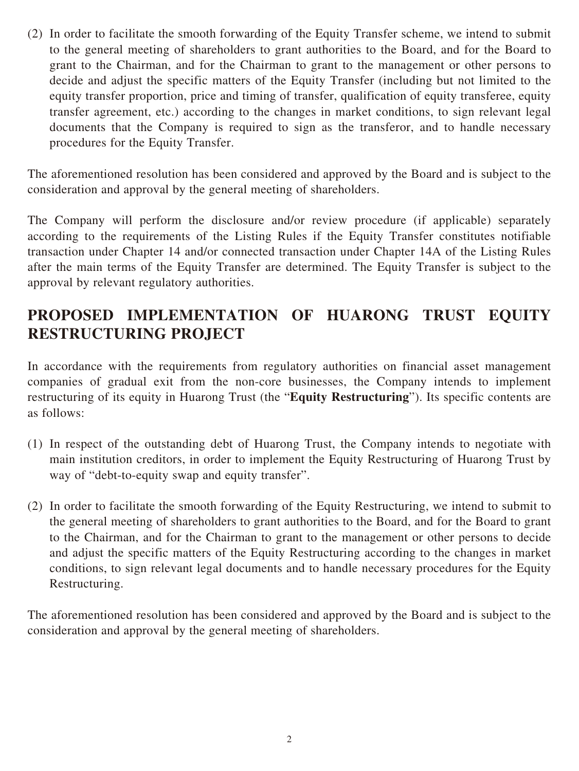(2) In order to facilitate the smooth forwarding of the Equity Transfer scheme, we intend to submit to the general meeting of shareholders to grant authorities to the Board, and for the Board to grant to the Chairman, and for the Chairman to grant to the management or other persons to decide and adjust the specific matters of the Equity Transfer (including but not limited to the equity transfer proportion, price and timing of transfer, qualification of equity transferee, equity transfer agreement, etc.) according to the changes in market conditions, to sign relevant legal documents that the Company is required to sign as the transferor, and to handle necessary procedures for the Equity Transfer.

The aforementioned resolution has been considered and approved by the Board and is subject to the consideration and approval by the general meeting of shareholders.

The Company will perform the disclosure and/or review procedure (if applicable) separately according to the requirements of the Listing Rules if the Equity Transfer constitutes notifiable transaction under Chapter 14 and/or connected transaction under Chapter 14A of the Listing Rules after the main terms of the Equity Transfer are determined. The Equity Transfer is subject to the approval by relevant regulatory authorities.

## PROPOSED IMPLEMENTATION OF HUARONG TRUST EQUITY RESTRUCTURING PROJECT

In accordance with the requirements from regulatory authorities on financial asset management companies of gradual exit from the non-core businesses, the Company intends to implement restructuring of its equity in Huarong Trust (the "**Equity Restructuring**"). Its specific contents are as follows:

(1) In respect of the outstanding debt of Huarong Trust, the Company intends to negotiate with main institution creditors, in order to implement the Equity Restructuring of Huarong Trust by way of "debt-to-equity swap and equity transfer".

(2) In order to facilitate the smooth forwarding of the Equity Restructuring, we intend to submit to the general meeting of shareholders to grant authorities to the Board, and for the Board to grant to the Chairman, and for the Chairman to grant to the management or other persons to decide and adjust the specific matters of the Equity Restructuring according to the changes in market conditions, to sign relevant legal documents and to handle necessary procedures for the Equity Restructuring.

The aforementioned resolution has been considered and approved by the Board and is subject to the consideration and approval by the general meeting of shareholders.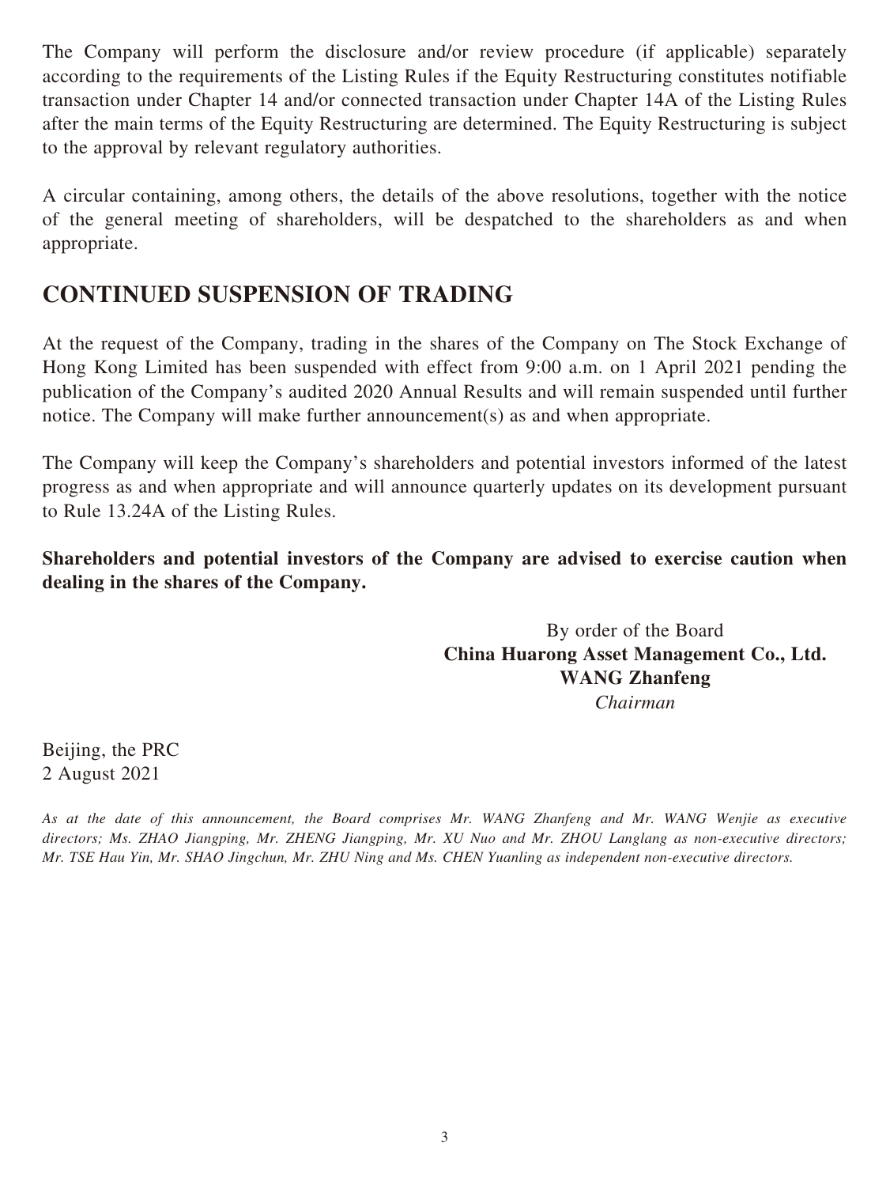The Company will perform the disclosure and/or review procedure (if applicable) separately according to the requirements of the Listing Rules if the Equity Restructuring constitutes notifiable transaction under Chapter 14 and/or connected transaction under Chapter 14A of the Listing Rules after the main terms of the Equity Restructuring are determined. The Equity Restructuring is subject to the approval by relevant regulatory authorities.

A circular containing, among others, the details of the above resolutions, together with the notice of the general meeting of shareholders, will be despatched to the shareholders as and when appropriate.

## CONTINUED SUSPENSION OF TRADING

At the request of the Company, trading in the shares of the Company on The Stock Exchange of Hong Kong Limited has been suspended with effect from 9:00 a.m. on 1 April 2021 pending the publication of the Company's audited 2020 Annual Results and will remain suspended until further notice. The Company will make further announcement(s) as and when appropriate.

The Company will keep the Company's shareholders and potential investors informed of the latest progress as and when appropriate and will announce quarterly updates on its development pursuant to Rule 13.24A of the Listing Rules.

**Shareholders and potential investors of the Company are advised to exercise caution when dealing in the shares of the Company.**

By order of the Board
**China Huarong Asset Management Co., Ltd.**
**WANG Zhanfeng**
*Chairman*

Beijing, the PRC
2 August 2021

*As at the date of this announcement, the Board comprises Mr. WANG Zhanfeng and Mr. WANG Wenjie as executive directors; Ms. ZHAO Jiangping, Mr. ZHENG Jiangping, Mr. XU Nuo and Mr. ZHOU Langlang as non-executive directors; Mr. TSE Hau Yin, Mr. SHAO Jingchun, Mr. ZHU Ning and Ms. CHEN Yuanling as independent non-executive directors.*